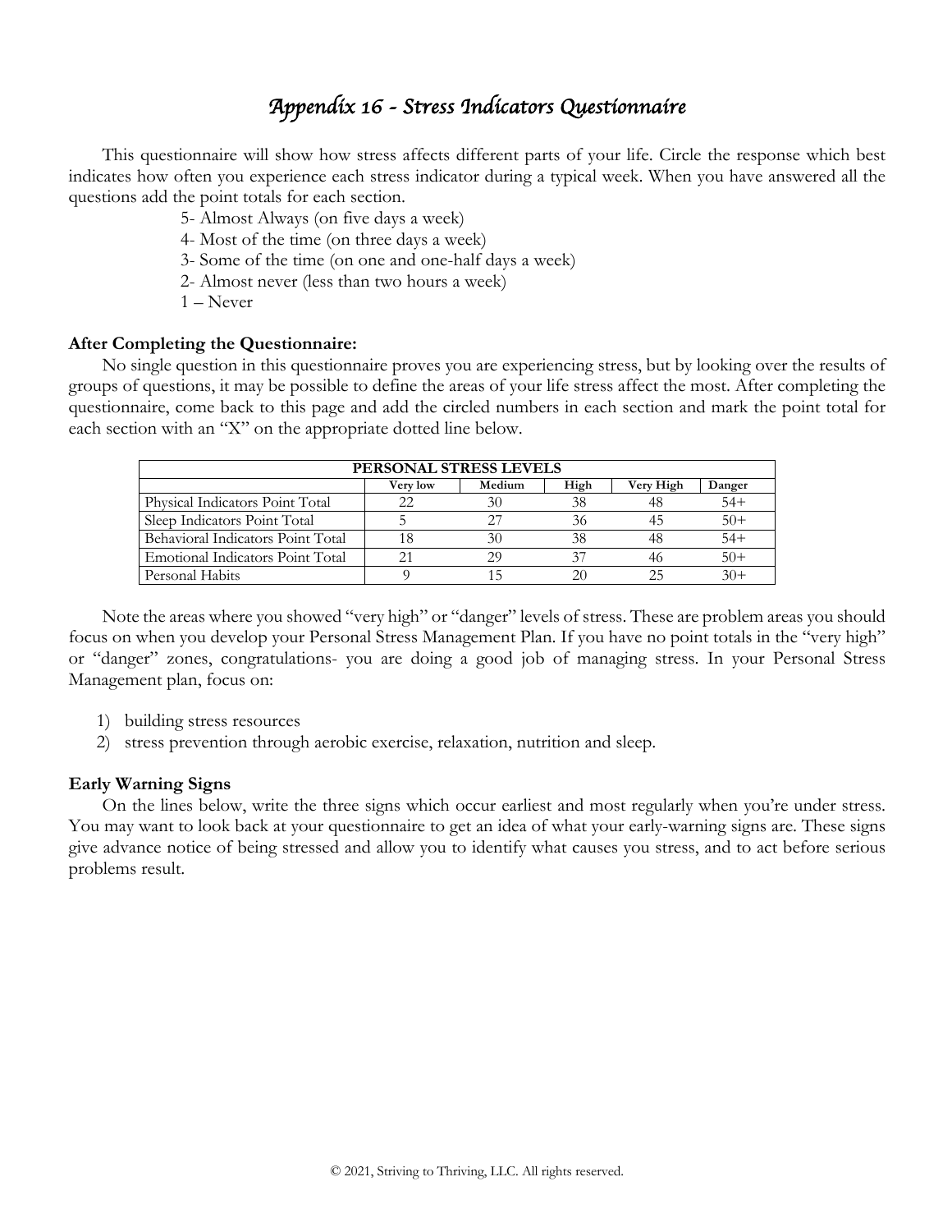# *Appendix 16 - Stress Indicators Questionnaire*

This questionnaire will show how stress affects different parts of your life. Circle the response which best indicates how often you experience each stress indicator during a typical week. When you have answered all the questions add the point totals for each section.

5- Almost Always (on five days a week)
4- Most of the time (on three days a week)
3- Some of the time (on one and one-half days a week)
2- Almost never (less than two hours a week)
1 – Never

**After Completing the Questionnaire:**

No single question in this questionnaire proves you are experiencing stress, but by looking over the results of groups of questions, it may be possible to define the areas of your life stress affect the most. After completing the questionnaire, come back to this page and add the circled numbers in each section and mark the point total for each section with an "X" on the appropriate dotted line below.

| PERSONAL STRESS LEVELS | | | | | |
|---|---|---|---|---|---|
| | **Very low** | **Medium** | **High** | **Very High** | **Danger** |
| Physical Indicators Point Total | 22 | 30 | 38 | 48 | 54+ |
| Sleep Indicators Point Total | 5 | 27 | 36 | 45 | 50+ |
| Behavioral Indicators Point Total | 18 | 30 | 38 | 48 | 54+ |
| Emotional Indicators Point Total | 21 | 29 | 37 | 46 | 50+ |
| Personal Habits | 9 | 15 | 20 | 25 | 30+ |

Note the areas where you showed "very high" or "danger" levels of stress. These are problem areas you should focus on when you develop your Personal Stress Management Plan. If you have no point totals in the "very high" or "danger" zones, congratulations- you are doing a good job of managing stress. In your Personal Stress Management plan, focus on:

1) building stress resources
2) stress prevention through aerobic exercise, relaxation, nutrition and sleep.

**Early Warning Signs**

On the lines below, write the three signs which occur earliest and most regularly when you're under stress. You may want to look back at your questionnaire to get an idea of what your early-warning signs are. These signs give advance notice of being stressed and allow you to identify what causes you stress, and to act before serious problems result.

© 2021, Striving to Thriving, LLC. All rights reserved.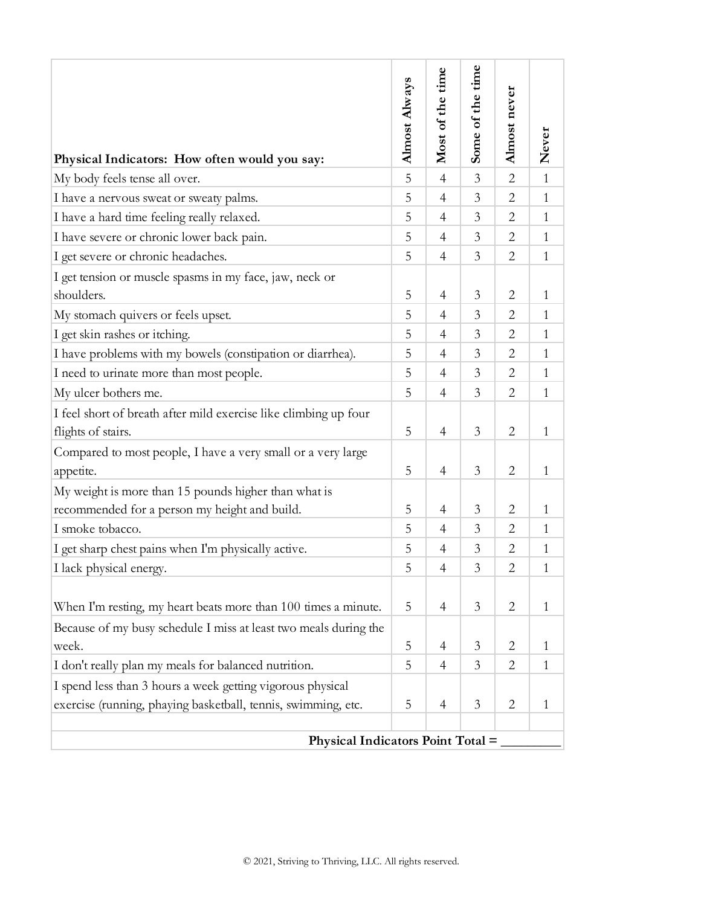| Physical Indicators: How often would you say: | Almost Always | Most of the time | Some of the time | Almost never | Never |
|---|---|---|---|---|---|
| My body feels tense all over. | 5 | 4 | 3 | 2 | 1 |
| I have a nervous sweat or sweaty palms. | 5 | 4 | 3 | 2 | 1 |
| I have a hard time feeling really relaxed. | 5 | 4 | 3 | 2 | 1 |
| I have severe or chronic lower back pain. | 5 | 4 | 3 | 2 | 1 |
| I get severe or chronic headaches. | 5 | 4 | 3 | 2 | 1 |
| I get tension or muscle spasms in my face, jaw, neck or shoulders. | 5 | 4 | 3 | 2 | 1 |
| My stomach quivers or feels upset. | 5 | 4 | 3 | 2 | 1 |
| I get skin rashes or itching. | 5 | 4 | 3 | 2 | 1 |
| I have problems with my bowels (constipation or diarrhea). | 5 | 4 | 3 | 2 | 1 |
| I need to urinate more than most people. | 5 | 4 | 3 | 2 | 1 |
| My ulcer bothers me. | 5 | 4 | 3 | 2 | 1 |
| I feel short of breath after mild exercise like climbing up four flights of stairs. | 5 | 4 | 3 | 2 | 1 |
| Compared to most people, I have a very small or a very large appetite. | 5 | 4 | 3 | 2 | 1 |
| My weight is more than 15 pounds higher than what is recommended for a person my height and build. | 5 | 4 | 3 | 2 | 1 |
| I smoke tobacco. | 5 | 4 | 3 | 2 | 1 |
| I get sharp chest pains when I'm physically active. | 5 | 4 | 3 | 2 | 1 |
| I lack physical energy. | 5 | 4 | 3 | 2 | 1 |
| When I'm resting, my heart beats more than 100 times a minute. | 5 | 4 | 3 | 2 | 1 |
| Because of my busy schedule I miss at least two meals during the week. | 5 | 4 | 3 | 2 | 1 |
| I don't really plan my meals for balanced nutrition. | 5 | 4 | 3 | 2 | 1 |
| I spend less than 3 hours a week getting vigorous physical exercise (running, phaying basketball, tennis, swimming, etc. | 5 | 4 | 3 | 2 | 1 |
| | | | | | |
| **Physical Indicators Point Total = _________** | | | | | |

© 2021, Striving to Thriving, LLC. All rights reserved.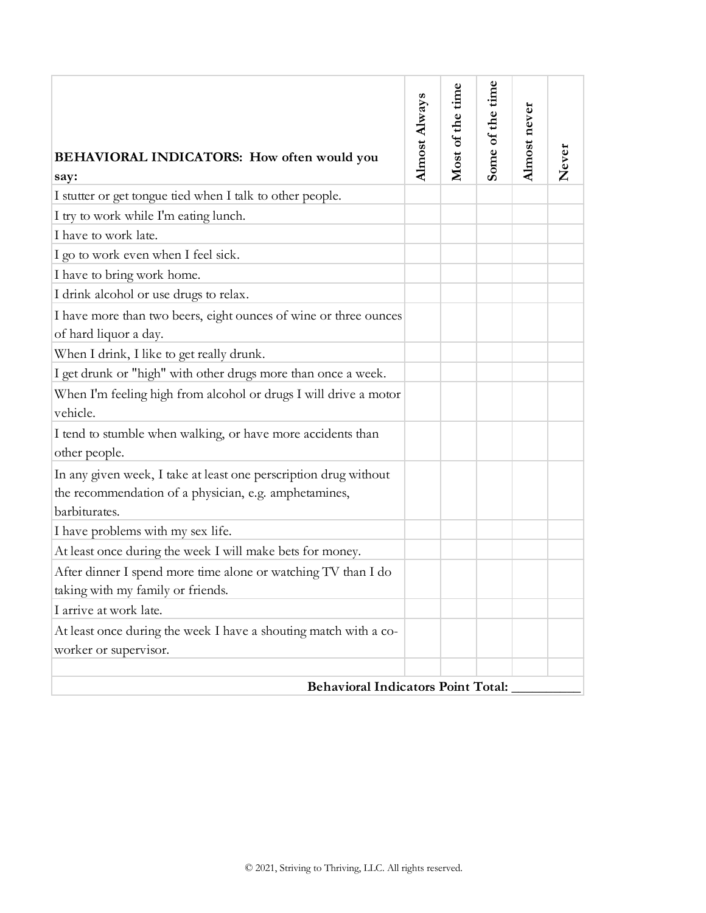| **BEHAVIORAL INDICATORS: How often would you say:** | **Almost Always** | **Most of the time** | **Some of the time** | **Almost never** | **Never** |
|---|---|---|---|---|---|
| I stutter or get tongue tied when I talk to other people. | | | | | |
| I try to work while I'm eating lunch. | | | | | |
| I have to work late. | | | | | |
| I go to work even when I feel sick. | | | | | |
| I have to bring work home. | | | | | |
| I drink alcohol or use drugs to relax. | | | | | |
| I have more than two beers, eight ounces of wine or three ounces of hard liquor a day. | | | | | |
| When I drink, I like to get really drunk. | | | | | |
| I get drunk or "high" with other drugs more than once a week. | | | | | |
| When I'm feeling high from alcohol or drugs I will drive a motor vehicle. | | | | | |
| I tend to stumble when walking, or have more accidents than other people. | | | | | |
| In any given week, I take at least one perscription drug without the recommendation of a physician, e.g. amphetamines, barbiturates. | | | | | |
| I have problems with my sex life. | | | | | |
| At least once during the week I will make bets for money. | | | | | |
| After dinner I spend more time alone or watching TV than I do taking with my family or friends. | | | | | |
| I arrive at work late. | | | | | |
| At least once during the week I have a shouting match with a co-worker or supervisor. | | | | | |
| | | | | | |

**Behavioral Indicators Point Total: __________**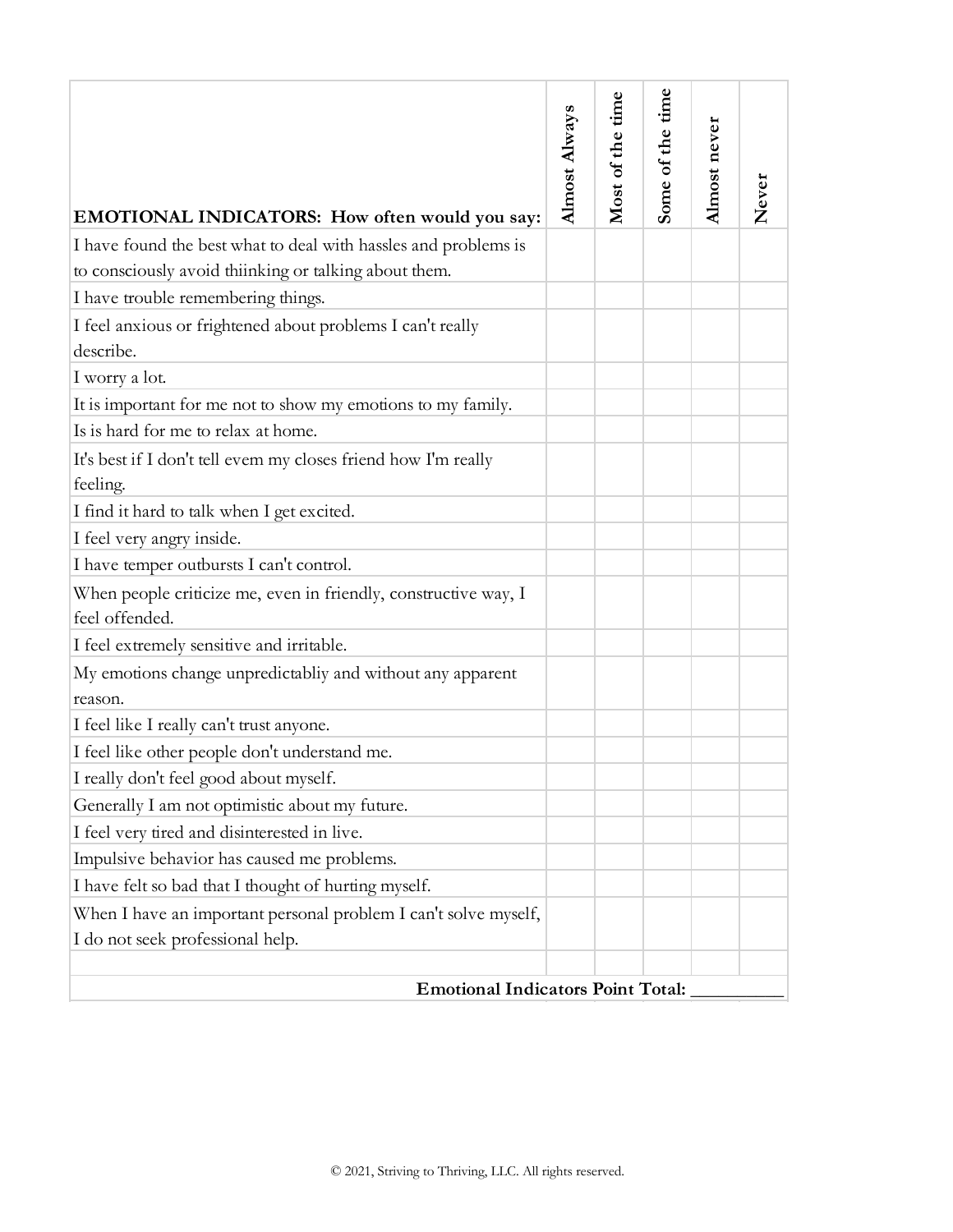| EMOTIONAL INDICATORS: How often would you say: | Almost Always | Most of the time | Some of the time | Almost never | Never |
|---|---|---|---|---|---|
| I have found the best what to deal with hassles and problems is to consciously avoid thiinking or talking about them. | | | | | |
| I have trouble remembering things. | | | | | |
| I feel anxious or frightened about problems I can't really describe. | | | | | |
| I worry a lot. | | | | | |
| It is important for me not to show my emotions to my family. | | | | | |
| Is is hard for me to relax at home. | | | | | |
| It's best if I don't tell evem my closes friend how I'm really feeling. | | | | | |
| I find it hard to talk when I get excited. | | | | | |
| I feel very angry inside. | | | | | |
| I have temper outbursts I can't control. | | | | | |
| When people criticize me, even in friendly, constructive way, I feel offended. | | | | | |
| I feel extremely sensitive and irritable. | | | | | |
| My emotions change unpredictabliy and without any apparent reason. | | | | | |
| I feel like I really can't trust anyone. | | | | | |
| I feel like other people don't understand me. | | | | | |
| I really don't feel good about myself. | | | | | |
| Generally I am not optimistic about my future. | | | | | |
| I feel very tired and disinterested in live. | | | | | |
| Impulsive behavior has caused me problems. | | | | | |
| I have felt so bad that I thought of hurting myself. | | | | | |
| When I have an important personal problem I can't solve myself, I do not seek professional help. | | | | | |
| | | | | | |

**Emotional Indicators Point Total: __________**

© 2021, Striving to Thriving, LLC. All rights reserved.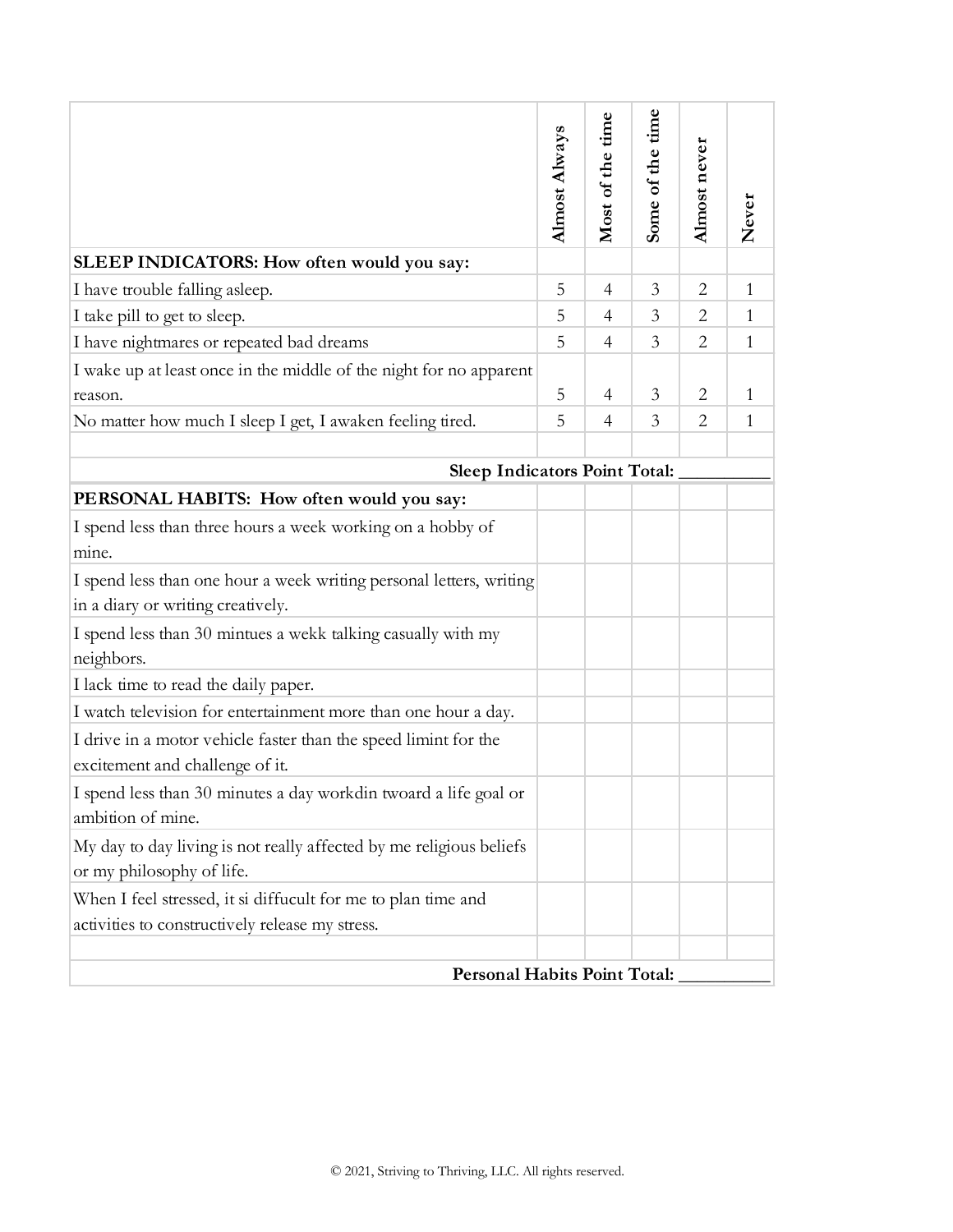| | Almost Always | Most of the time | Some of the time | Almost never | Never |
|---|---|---|---|---|---|
| **SLEEP INDICATORS: How often would you say:** | | | | | |
| I have trouble falling asleep. | 5 | 4 | 3 | 2 | 1 |
| I take pill to get to sleep. | 5 | 4 | 3 | 2 | 1 |
| I have nightmares or repeated bad dreams | 5 | 4 | 3 | 2 | 1 |
| I wake up at least once in the middle of the night for no apparent reason. | 5 | 4 | 3 | 2 | 1 |
| No matter how much I sleep I get, I awaken feeling tired. | 5 | 4 | 3 | 2 | 1 |
| | | | | | |
| **Sleep Indicators Point Total: __________** | | | | | |
| **PERSONAL HABITS: How often would you say:** | | | | | |
| I spend less than three hours a week working on a hobby of mine. | | | | | |
| I spend less than one hour a week writing personal letters, writing in a diary or writing creatively. | | | | | |
| I spend less than 30 mintues a wekk talking casually with my neighbors. | | | | | |
| I lack time to read the daily paper. | | | | | |
| I watch television for entertainment more than one hour a day. | | | | | |
| I drive in a motor vehicle faster than the speed limint for the excitement and challenge of it. | | | | | |
| I spend less than 30 minutes a day workdin twoard a life goal or ambition of mine. | | | | | |
| My day to day living is not really affected by me religious beliefs or my philosophy of life. | | | | | |
| When I feel stressed, it si diffucult for me to plan time and activities to constructively release my stress. | | | | | |
| | | | | | |
| **Personal Habits Point Total: __________** | | | | | |

© 2021, Striving to Thriving, LLC. All rights reserved.